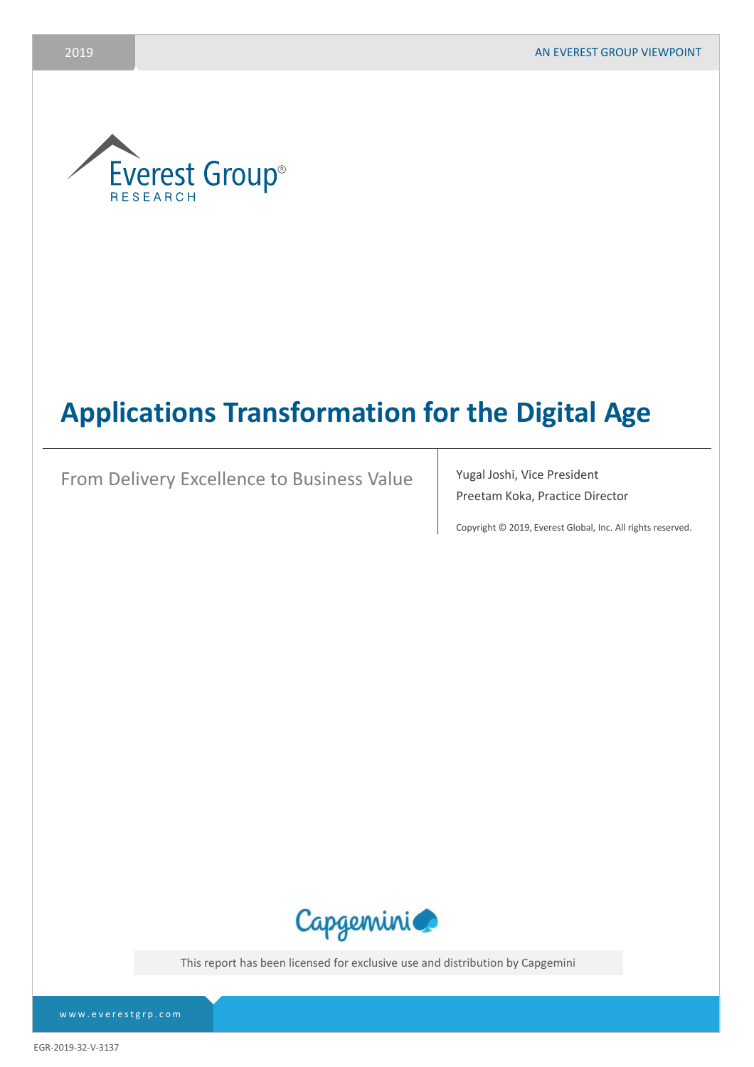2019

AN EVEREST GROUP VIEWPOINT

Everest Group®
RESEARCH

# Applications Transformation for the Digital Age

From Delivery Excellence to Business Value

Yugal Joshi, Vice President

Preetam Koka, Practice Director

Copyright © 2019, Everest Global, Inc. All rights reserved.

Capgemini

This report has been licensed for exclusive use and distribution by Capgemini

www.everestgrp.com

EGR-2019-32-V-3137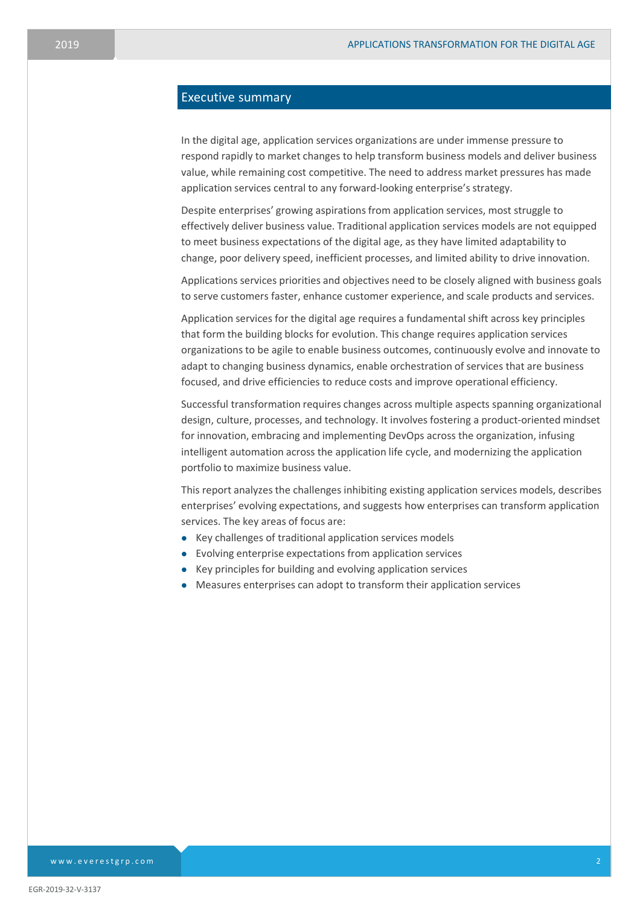## Executive summary

In the digital age, application services organizations are under immense pressure to respond rapidly to market changes to help transform business models and deliver business value, while remaining cost competitive. The need to address market pressures has made application services central to any forward-looking enterprise's strategy.

Despite enterprises' growing aspirations from application services, most struggle to effectively deliver business value. Traditional application services models are not equipped to meet business expectations of the digital age, as they have limited adaptability to change, poor delivery speed, inefficient processes, and limited ability to drive innovation.

Applications services priorities and objectives need to be closely aligned with business goals to serve customers faster, enhance customer experience, and scale products and services.

Application services for the digital age requires a fundamental shift across key principles that form the building blocks for evolution. This change requires application services organizations to be agile to enable business outcomes, continuously evolve and innovate to adapt to changing business dynamics, enable orchestration of services that are business focused, and drive efficiencies to reduce costs and improve operational efficiency.

Successful transformation requires changes across multiple aspects spanning organizational design, culture, processes, and technology. It involves fostering a product-oriented mindset for innovation, embracing and implementing DevOps across the organization, infusing intelligent automation across the application life cycle, and modernizing the application portfolio to maximize business value.

This report analyzes the challenges inhibiting existing application services models, describes enterprises' evolving expectations, and suggests how enterprises can transform application services. The key areas of focus are:

- Key challenges of traditional application services models
- Evolving enterprise expectations from application services
- Key principles for building and evolving application services
- Measures enterprises can adopt to transform their application services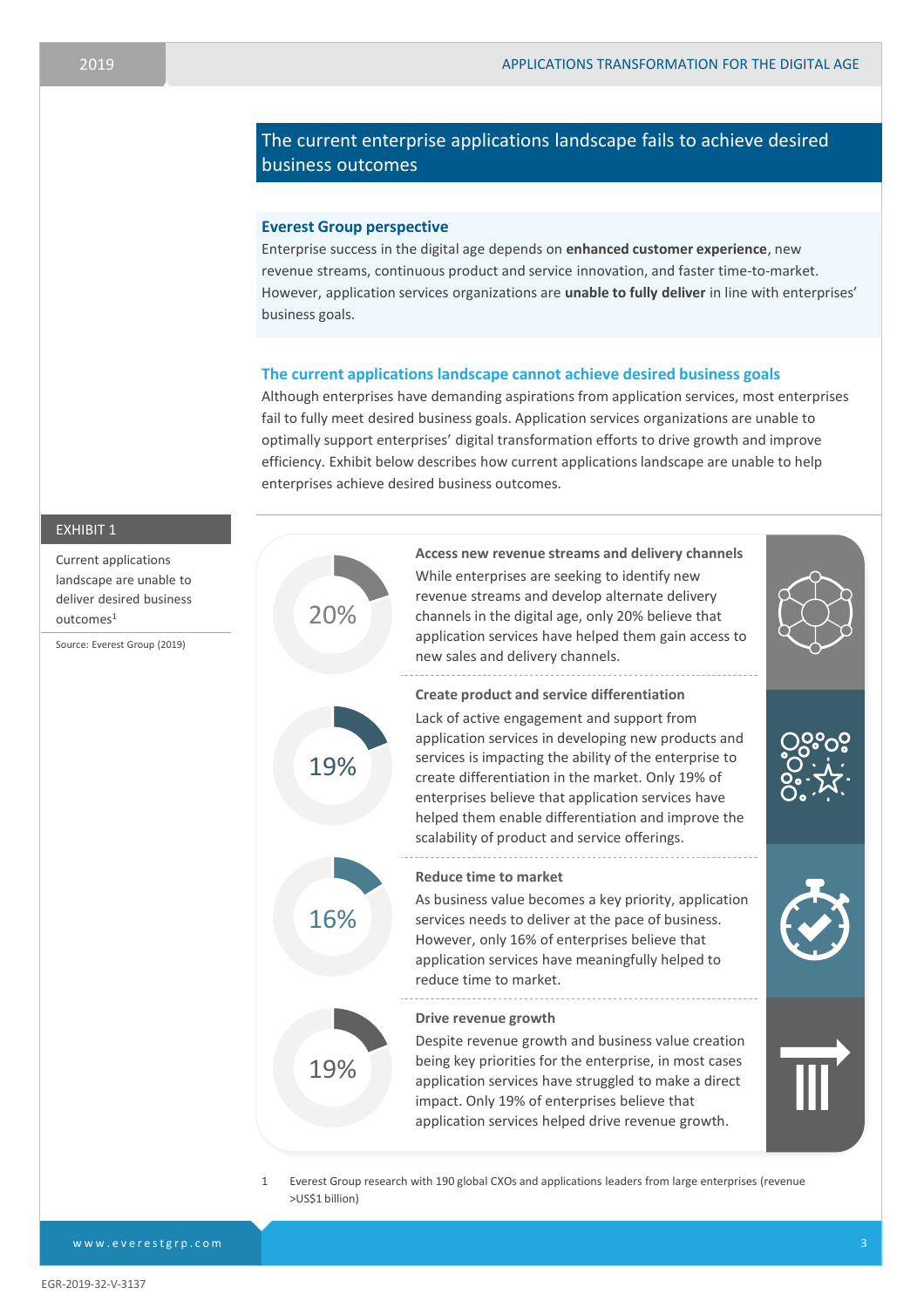## The current enterprise applications landscape fails to achieve desired business outcomes

### Everest Group perspective

Enterprise success in the digital age depends on **enhanced customer experience**, new revenue streams, continuous product and service innovation, and faster time-to-market. However, application services organizations are **unable to fully deliver** in line with enterprises' business goals.

### The current applications landscape cannot achieve desired business goals

Although enterprises have demanding aspirations from application services, most enterprises fail to fully meet desired business goals. Application services organizations are unable to optimally support enterprises' digital transformation efforts to drive growth and improve efficiency. Exhibit below describes how current applications landscape are unable to help enterprises achieve desired business outcomes.

**EXHIBIT 1**

Current applications landscape are unable to deliver desired business outcomes[1]

Source: Everest Group (2019)

**20%**

**Access new revenue streams and delivery channels**

While enterprises are seeking to identify new revenue streams and develop alternate delivery channels in the digital age, only 20% believe that application services have helped them gain access to new sales and delivery channels.

**19%**

**Create product and service differentiation**

Lack of active engagement and support from application services in developing new products and services is impacting the ability of the enterprise to create differentiation in the market. Only 19% of enterprises believe that application services have helped them enable differentiation and improve the scalability of product and service offerings.

**16%**

**Reduce time to market**

As business value becomes a key priority, application services needs to deliver at the pace of business. However, only 16% of enterprises believe that application services have meaningfully helped to reduce time to market.

**19%**

**Drive revenue growth**

Despite revenue growth and business value creation being key priorities for the enterprise, in most cases application services have struggled to make a direct impact. Only 19% of enterprises believe that application services helped drive revenue growth.

1 Everest Group research with 190 global CXOs and applications leaders from large enterprises (revenue >US$1 billion)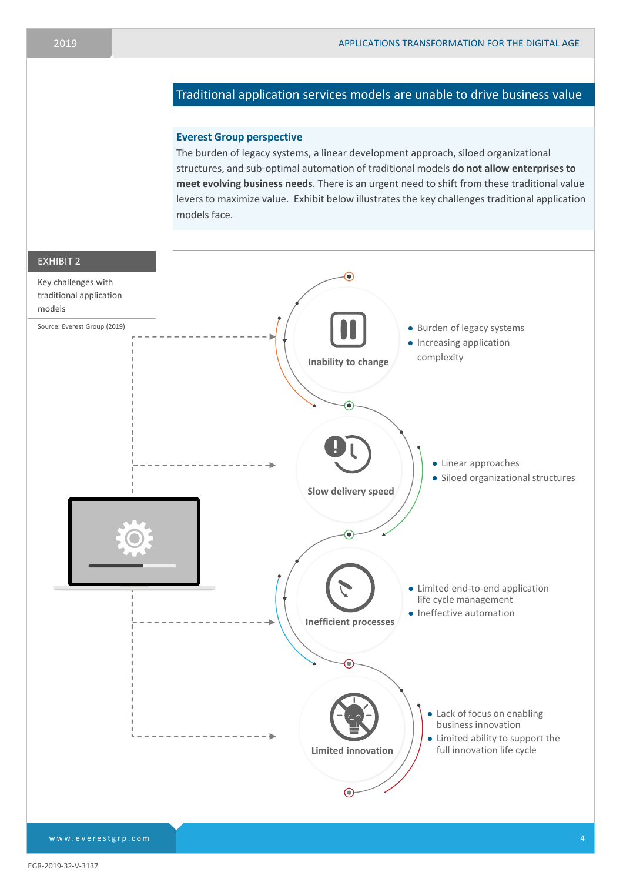## Traditional application services models are unable to drive business value

### Everest Group perspective

The burden of legacy systems, a linear development approach, siloed organizational structures, and sub-optimal automation of traditional models **do not allow enterprises to meet evolving business needs**. There is an urgent need to shift from these traditional value levers to maximize value. Exhibit below illustrates the key challenges traditional application models face.

EXHIBIT 2

Key challenges with traditional application models

Source: Everest Group (2019)

**Inability to change**
- Burden of legacy systems
- Increasing application complexity

**Slow delivery speed**
- Linear approaches
- Siloed organizational structures

**Inefficient processes**
- Limited end-to-end application life cycle management
- Ineffective automation

**Limited innovation**
- Lack of focus on enabling business innovation
- Limited ability to support the full innovation life cycle

EGR-2019-32-V-3137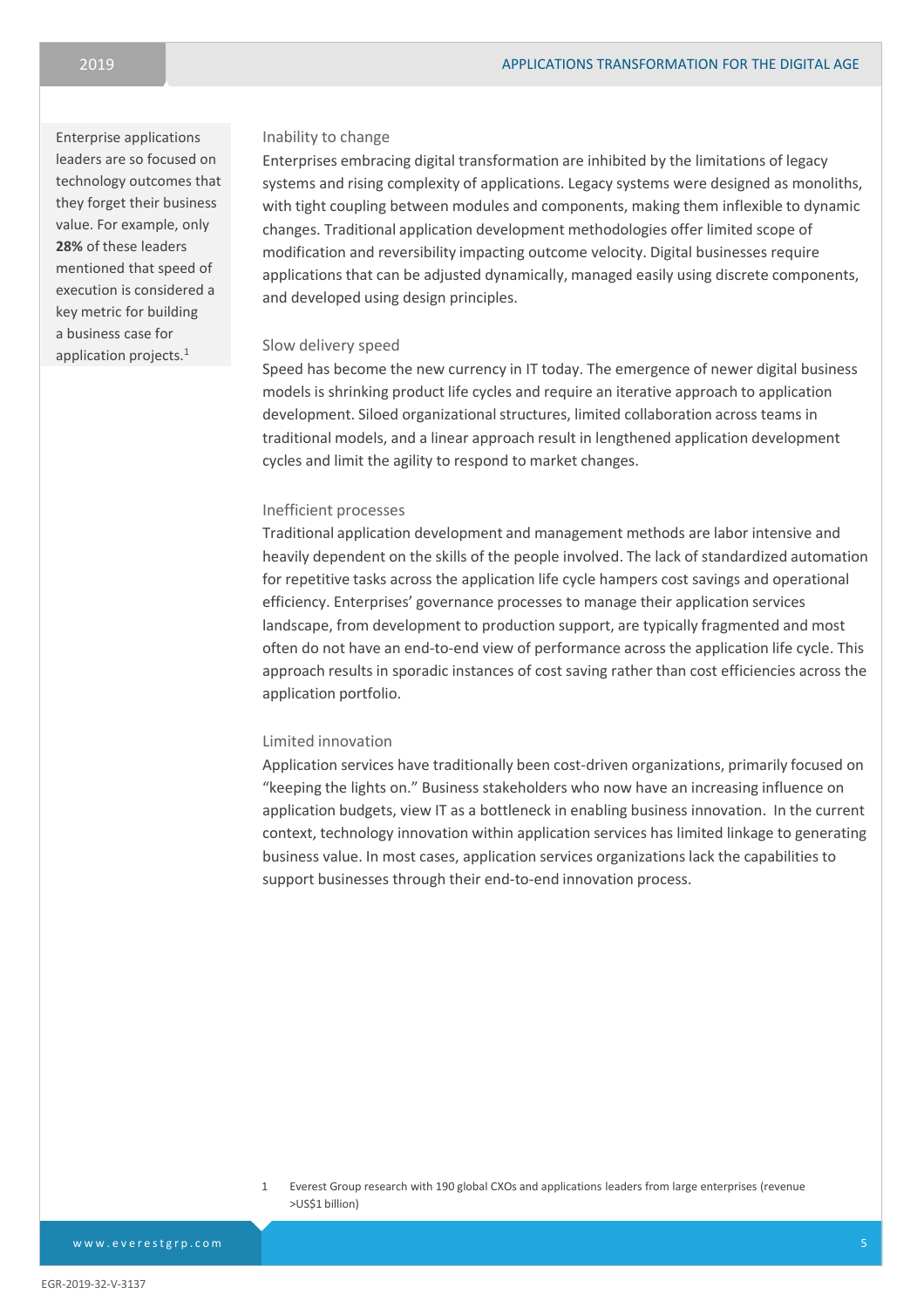Enterprise applications leaders are so focused on technology outcomes that they forget their business value. For example, only **28%** of these leaders mentioned that speed of execution is considered a key metric for building a business case for application projects.[1]

### Inability to change

Enterprises embracing digital transformation are inhibited by the limitations of legacy systems and rising complexity of applications. Legacy systems were designed as monoliths, with tight coupling between modules and components, making them inflexible to dynamic changes. Traditional application development methodologies offer limited scope of modification and reversibility impacting outcome velocity. Digital businesses require applications that can be adjusted dynamically, managed easily using discrete components, and developed using design principles.

### Slow delivery speed

Speed has become the new currency in IT today. The emergence of newer digital business models is shrinking product life cycles and require an iterative approach to application development. Siloed organizational structures, limited collaboration across teams in traditional models, and a linear approach result in lengthened application development cycles and limit the agility to respond to market changes.

### Inefficient processes

Traditional application development and management methods are labor intensive and heavily dependent on the skills of the people involved. The lack of standardized automation for repetitive tasks across the application life cycle hampers cost savings and operational efficiency. Enterprises' governance processes to manage their application services landscape, from development to production support, are typically fragmented and most often do not have an end-to-end view of performance across the application life cycle. This approach results in sporadic instances of cost saving rather than cost efficiencies across the application portfolio.

### Limited innovation

Application services have traditionally been cost-driven organizations, primarily focused on "keeping the lights on." Business stakeholders who now have an increasing influence on application budgets, view IT as a bottleneck in enabling business innovation. In the current context, technology innovation within application services has limited linkage to generating business value. In most cases, application services organizations lack the capabilities to support businesses through their end-to-end innovation process.

1 Everest Group research with 190 global CXOs and applications leaders from large enterprises (revenue >US$1 billion)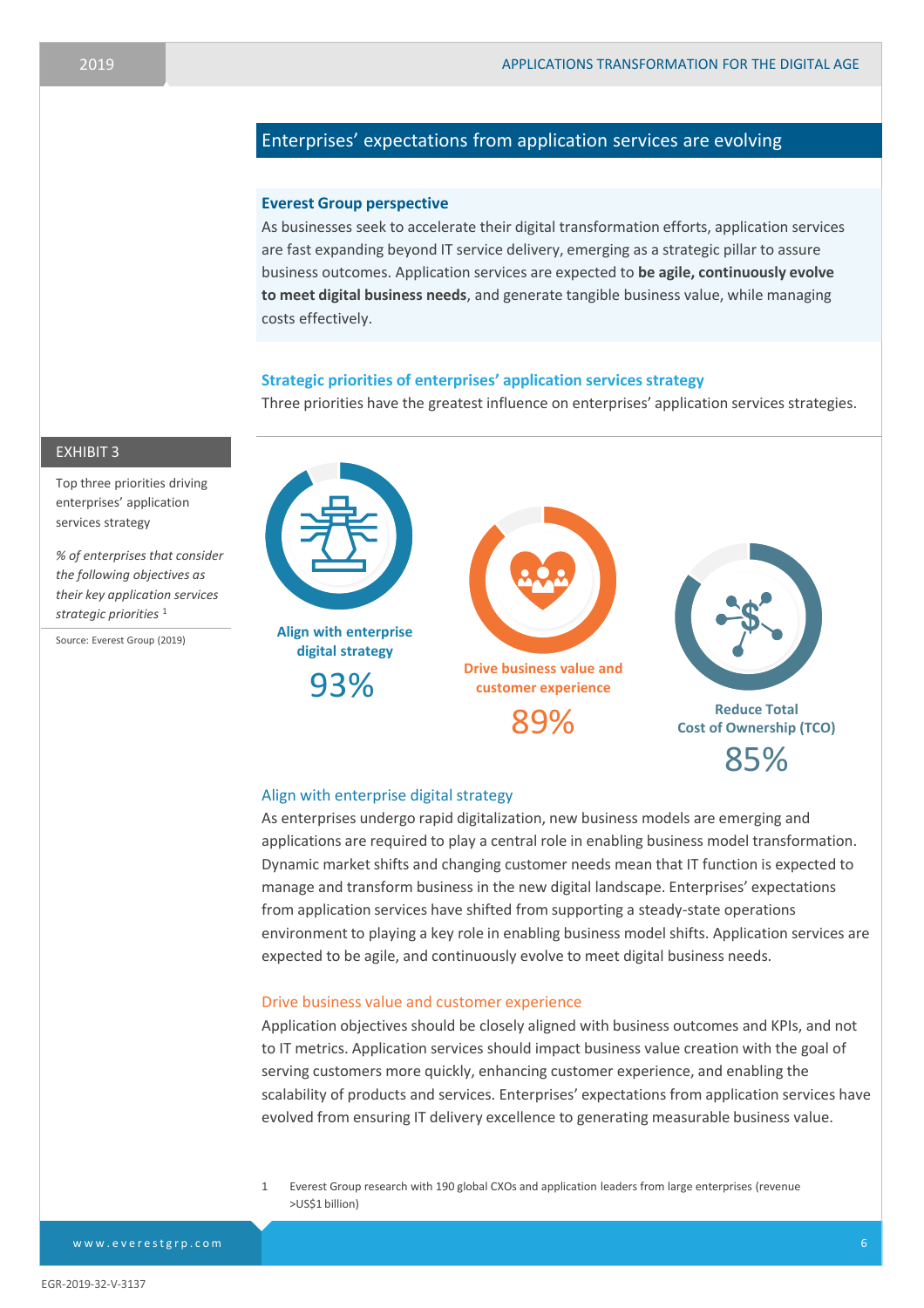## Enterprises' expectations from application services are evolving

**Everest Group perspective**

As businesses seek to accelerate their digital transformation efforts, application services are fast expanding beyond IT service delivery, emerging as a strategic pillar to assure business outcomes. Application services are expected to **be agile, continuously evolve to meet digital business needs**, and generate tangible business value, while managing costs effectively.

### Strategic priorities of enterprises' application services strategy

Three priorities have the greatest influence on enterprises' application services strategies.

EXHIBIT 3

Top three priorities driving enterprises' application services strategy

*% of enterprises that consider the following objectives as their key application services strategic priorities* [1]

Source: Everest Group (2019)

**Align with enterprise digital strategy**
93%

**Drive business value and customer experience**
89%

**Reduce Total Cost of Ownership (TCO)**
85%

### Align with enterprise digital strategy

As enterprises undergo rapid digitalization, new business models are emerging and applications are required to play a central role in enabling business model transformation. Dynamic market shifts and changing customer needs mean that IT function is expected to manage and transform business in the new digital landscape. Enterprises' expectations from application services have shifted from supporting a steady-state operations environment to playing a key role in enabling business model shifts. Application services are expected to be agile, and continuously evolve to meet digital business needs.

### Drive business value and customer experience

Application objectives should be closely aligned with business outcomes and KPIs, and not to IT metrics. Application services should impact business value creation with the goal of serving customers more quickly, enhancing customer experience, and enabling the scalability of products and services. Enterprises' expectations from application services have evolved from ensuring IT delivery excellence to generating measurable business value.

1 Everest Group research with 190 global CXOs and application leaders from large enterprises (revenue >US$1 billion)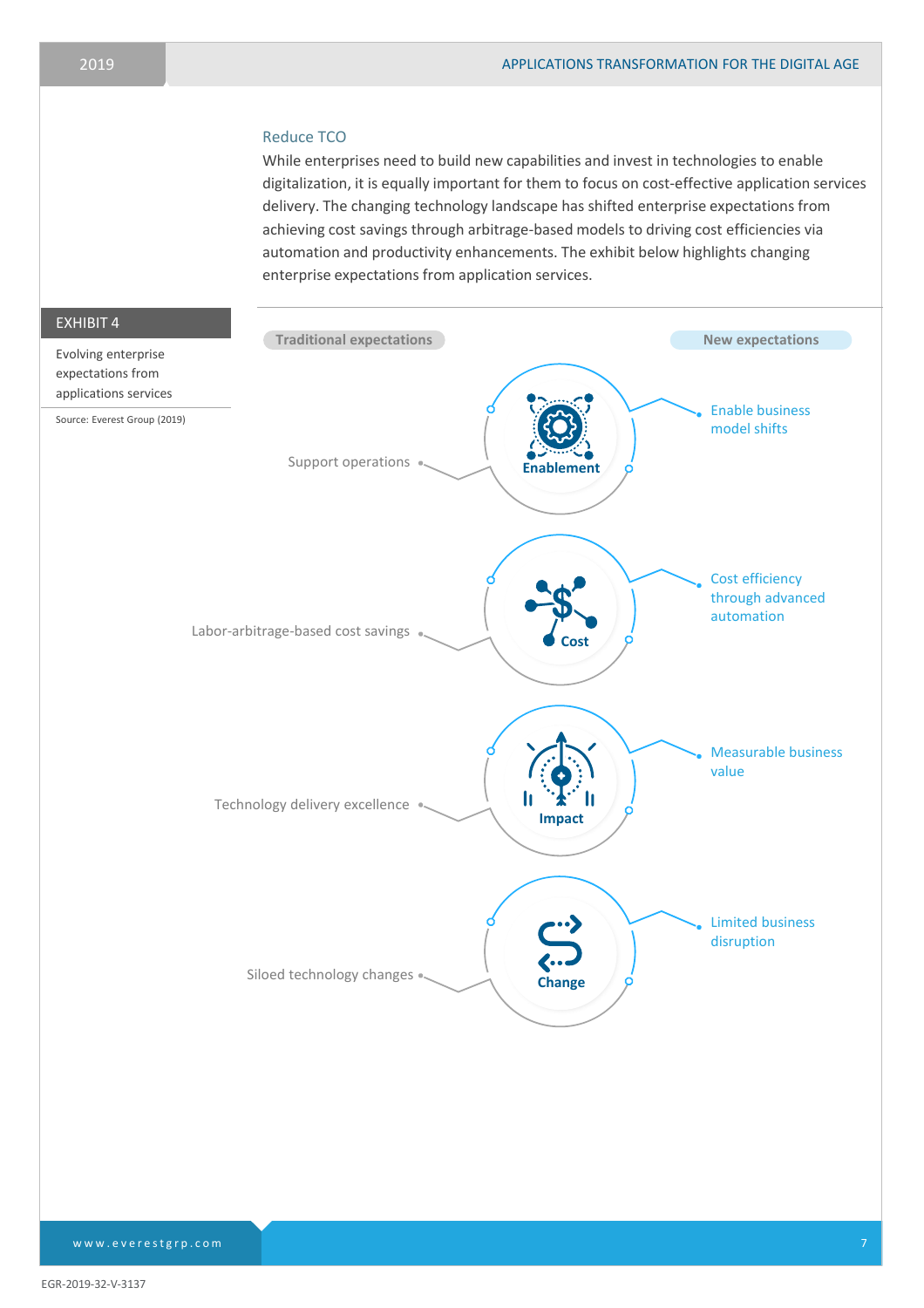## Reduce TCO

While enterprises need to build new capabilities and invest in technologies to enable digitalization, it is equally important for them to focus on cost-effective application services delivery. The changing technology landscape has shifted enterprise expectations from achieving cost savings through arbitrage-based models to driving cost efficiencies via automation and productivity enhancements. The exhibit below highlights changing enterprise expectations from application services.

**EXHIBIT 4**

Evolving enterprise expectations from applications services

Source: Everest Group (2019)

| Traditional expectations | | New expectations |
|---|---|---|
| Support operations | Enablement | Enable business model shifts |
| Labor-arbitrage-based cost savings | Cost | Cost efficiency through advanced automation |
| Technology delivery excellence | Impact | Measurable business value |
| Siloed technology changes | Change | Limited business disruption |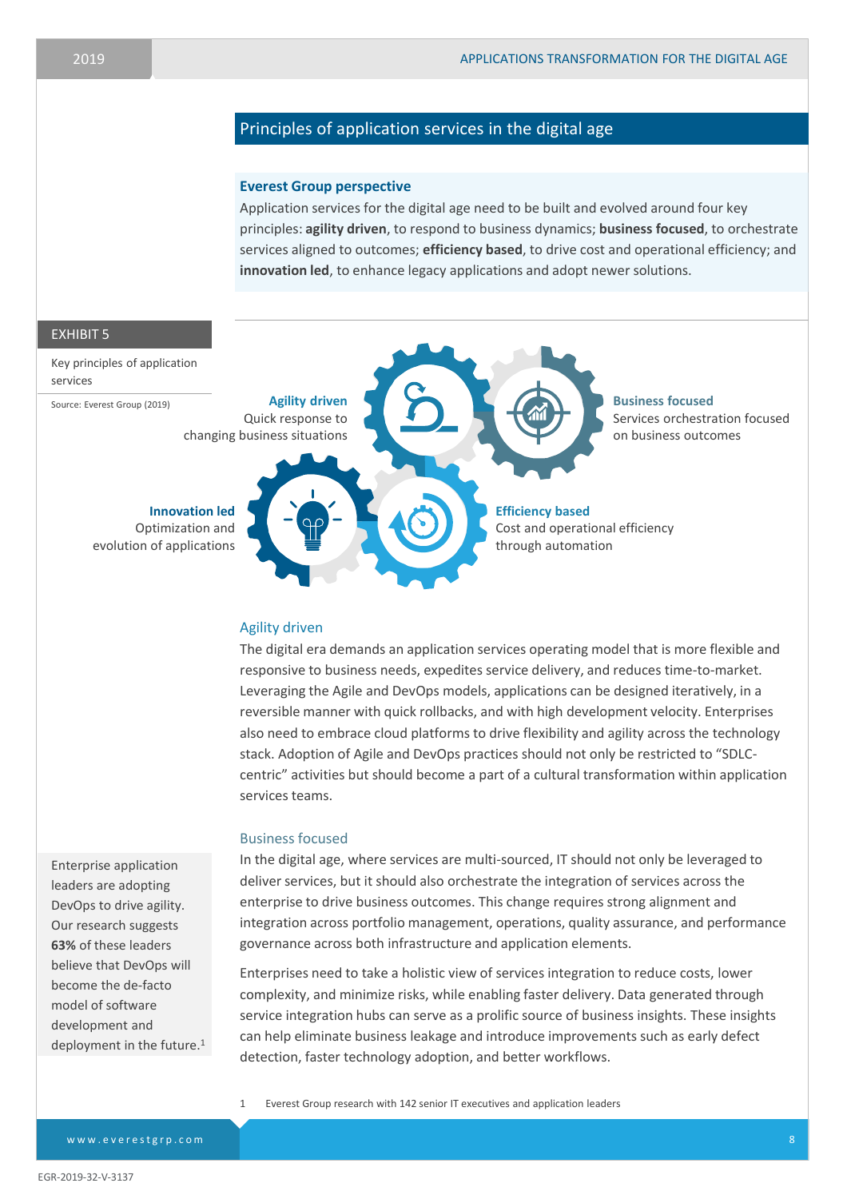## Principles of application services in the digital age

**Everest Group perspective**

Application services for the digital age need to be built and evolved around four key principles: **agility driven**, to respond to business dynamics; **business focused**, to orchestrate services aligned to outcomes; **efficiency based**, to drive cost and operational efficiency; and **innovation led**, to enhance legacy applications and adopt newer solutions.

EXHIBIT 5

Key principles of application services

Source: Everest Group (2019)

**Agility driven**
Quick response to changing business situations

**Business focused**
Services orchestration focused on business outcomes

**Innovation led**
Optimization and evolution of applications

**Efficiency based**
Cost and operational efficiency through automation

### Agility driven

The digital era demands an application services operating model that is more flexible and responsive to business needs, expedites service delivery, and reduces time-to-market. Leveraging the Agile and DevOps models, applications can be designed iteratively, in a reversible manner with quick rollbacks, and with high development velocity. Enterprises also need to embrace cloud platforms to drive flexibility and agility across the technology stack. Adoption of Agile and DevOps practices should not only be restricted to "SDLC-centric" activities but should become a part of a cultural transformation within application services teams.

Enterprise application leaders are adopting DevOps to drive agility. Our research suggests **63%** of these leaders believe that DevOps will become the de-facto model of software development and deployment in the future.[1]

### Business focused

In the digital age, where services are multi-sourced, IT should not only be leveraged to deliver services, but it should also orchestrate the integration of services across the enterprise to drive business outcomes. This change requires strong alignment and integration across portfolio management, operations, quality assurance, and performance governance across both infrastructure and application elements.

Enterprises need to take a holistic view of services integration to reduce costs, lower complexity, and minimize risks, while enabling faster delivery. Data generated through service integration hubs can serve as a prolific source of business insights. These insights can help eliminate business leakage and introduce improvements such as early defect detection, faster technology adoption, and better workflows.

1 Everest Group research with 142 senior IT executives and application leaders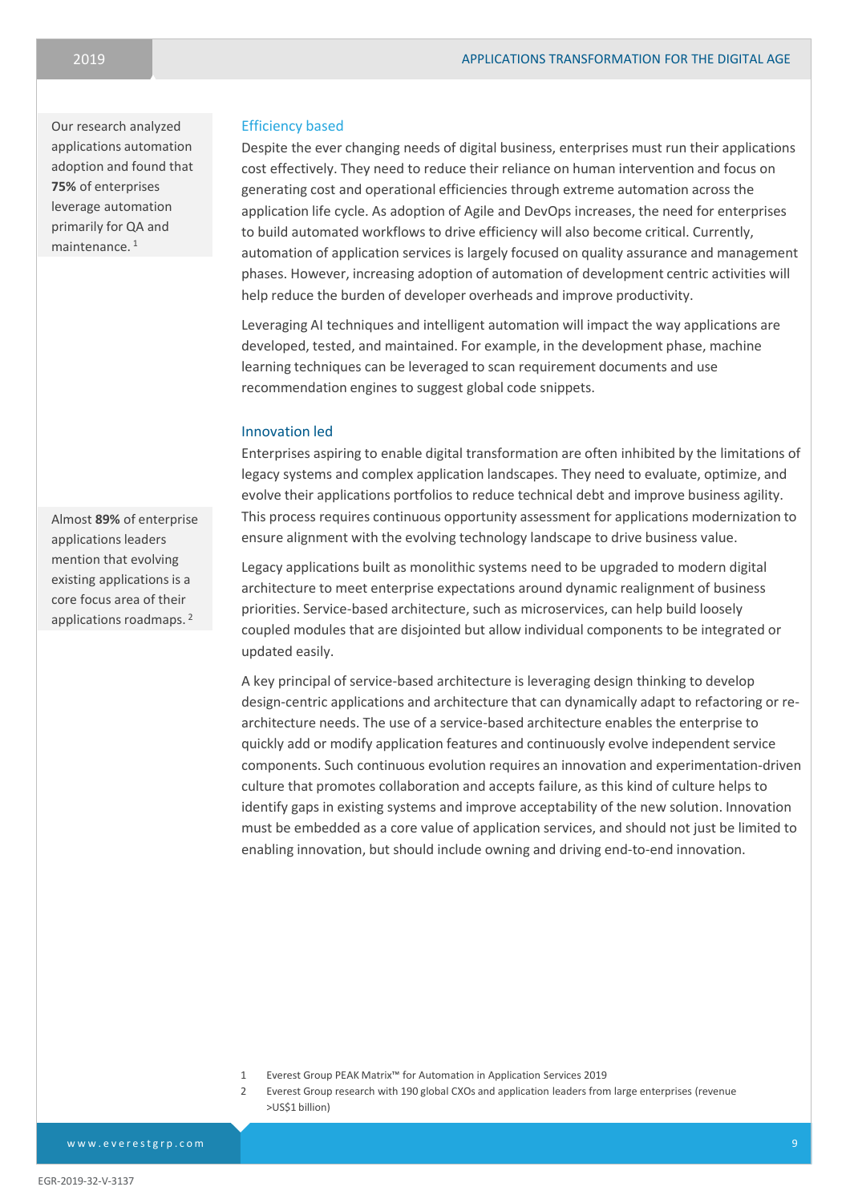Our research analyzed applications automation adoption and found that **75%** of enterprises leverage automation primarily for QA and maintenance. [1]

### Efficiency based

Despite the ever changing needs of digital business, enterprises must run their applications cost effectively. They need to reduce their reliance on human intervention and focus on generating cost and operational efficiencies through extreme automation across the application life cycle. As adoption of Agile and DevOps increases, the need for enterprises to build automated workflows to drive efficiency will also become critical. Currently, automation of application services is largely focused on quality assurance and management phases. However, increasing adoption of automation of development centric activities will help reduce the burden of developer overheads and improve productivity.

Leveraging AI techniques and intelligent automation will impact the way applications are developed, tested, and maintained. For example, in the development phase, machine learning techniques can be leveraged to scan requirement documents and use recommendation engines to suggest global code snippets.

### Innovation led

Enterprises aspiring to enable digital transformation are often inhibited by the limitations of legacy systems and complex application landscapes. They need to evaluate, optimize, and evolve their applications portfolios to reduce technical debt and improve business agility. This process requires continuous opportunity assessment for applications modernization to ensure alignment with the evolving technology landscape to drive business value.

Almost **89%** of enterprise applications leaders mention that evolving existing applications is a core focus area of their applications roadmaps. [2]

Legacy applications built as monolithic systems need to be upgraded to modern digital architecture to meet enterprise expectations around dynamic realignment of business priorities. Service-based architecture, such as microservices, can help build loosely coupled modules that are disjointed but allow individual components to be integrated or updated easily.

A key principal of service-based architecture is leveraging design thinking to develop design-centric applications and architecture that can dynamically adapt to refactoring or re-architecture needs. The use of a service-based architecture enables the enterprise to quickly add or modify application features and continuously evolve independent service components. Such continuous evolution requires an innovation and experimentation-driven culture that promotes collaboration and accepts failure, as this kind of culture helps to identify gaps in existing systems and improve acceptability of the new solution. Innovation must be embedded as a core value of application services, and should not just be limited to enabling innovation, but should include owning and driving end-to-end innovation.

1 Everest Group PEAK Matrix™ for Automation in Application Services 2019

2 Everest Group research with 190 global CXOs and application leaders from large enterprises (revenue >US$1 billion)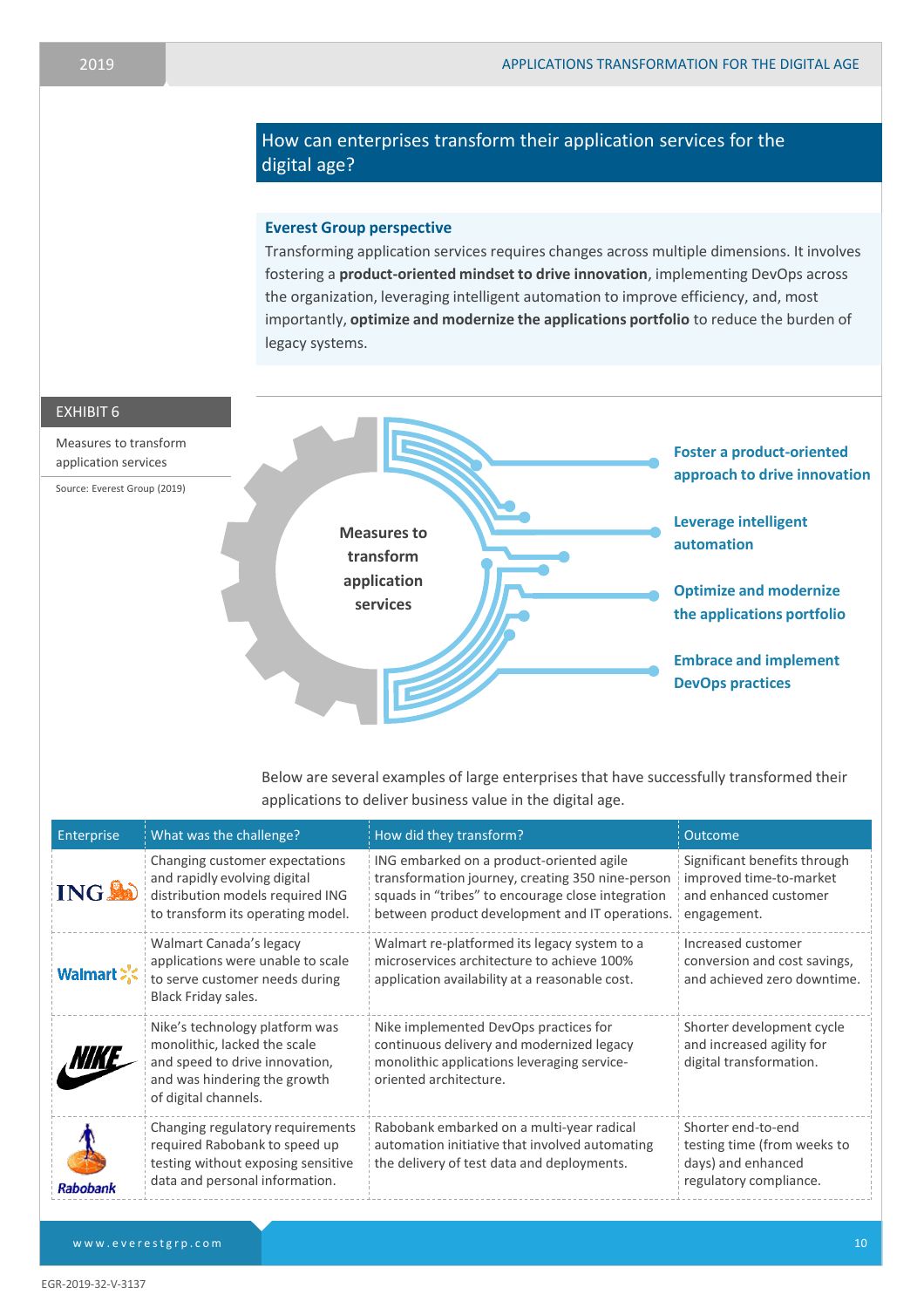## How can enterprises transform their application services for the digital age?

### Everest Group perspective

Transforming application services requires changes across multiple dimensions. It involves fostering a **product-oriented mindset to drive innovation**, implementing DevOps across the organization, leveraging intelligent automation to improve efficiency, and, most importantly, **optimize and modernize the applications portfolio** to reduce the burden of legacy systems.

EXHIBIT 6

Measures to transform application services

Source: Everest Group (2019)

Measures to transform application services

- **Foster a product-oriented approach to drive innovation**
- **Leverage intelligent automation**
- **Optimize and modernize the applications portfolio**
- **Embrace and implement DevOps practices**

Below are several examples of large enterprises that have successfully transformed their applications to deliver business value in the digital age.

| Enterprise | What was the challenge? | How did they transform? | Outcome |
|---|---|---|---|
| ING | Changing customer expectations and rapidly evolving digital distribution models required ING to transform its operating model. | ING embarked on a product-oriented agile transformation journey, creating 350 nine-person squads in "tribes" to encourage close integration between product development and IT operations. | Significant benefits through improved time-to-market and enhanced customer engagement. |
| Walmart | Walmart Canada's legacy applications were unable to scale to serve customer needs during Black Friday sales. | Walmart re-platformed its legacy system to a microservices architecture to achieve 100% application availability at a reasonable cost. | Increased customer conversion and cost savings, and achieved zero downtime. |
| Nike | Nike's technology platform was monolithic, lacked the scale and speed to drive innovation, and was hindering the growth of digital channels. | Nike implemented DevOps practices for continuous delivery and modernized legacy monolithic applications leveraging service-oriented architecture. | Shorter development cycle and increased agility for digital transformation. |
| Rabobank | Changing regulatory requirements required Rabobank to speed up testing without exposing sensitive data and personal information. | Rabobank embarked on a multi-year radical automation initiative that involved automating the delivery of test data and deployments. | Shorter end-to-end testing time (from weeks to days) and enhanced regulatory compliance. |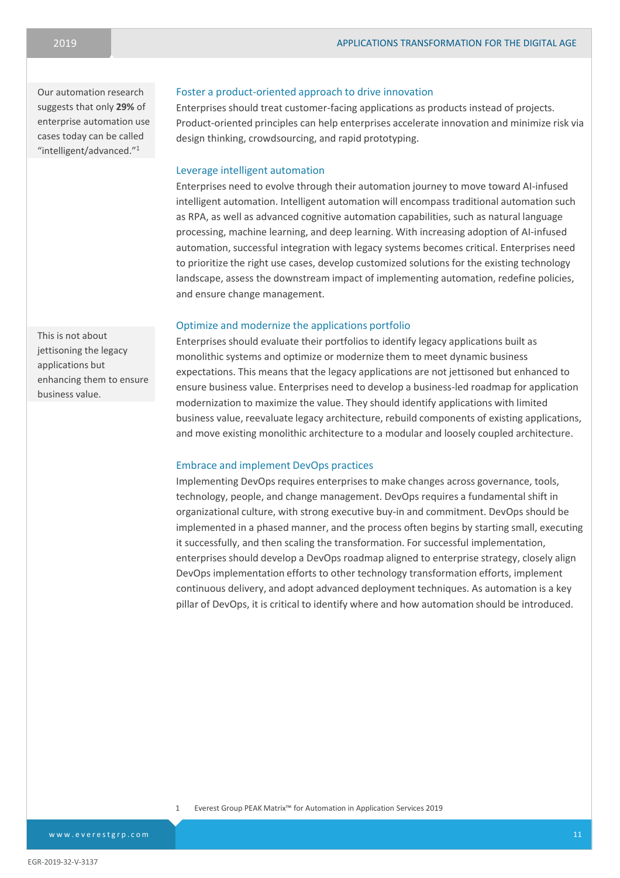Our automation research suggests that only **29%** of enterprise automation use cases today can be called "intelligent/advanced."[1]

### Foster a product-oriented approach to drive innovation

Enterprises should treat customer-facing applications as products instead of projects. Product-oriented principles can help enterprises accelerate innovation and minimize risk via design thinking, crowdsourcing, and rapid prototyping.

### Leverage intelligent automation

Enterprises need to evolve through their automation journey to move toward AI-infused intelligent automation. Intelligent automation will encompass traditional automation such as RPA, as well as advanced cognitive automation capabilities, such as natural language processing, machine learning, and deep learning. With increasing adoption of AI-infused automation, successful integration with legacy systems becomes critical. Enterprises need to prioritize the right use cases, develop customized solutions for the existing technology landscape, assess the downstream impact of implementing automation, redefine policies, and ensure change management.

This is not about jettisoning the legacy applications but enhancing them to ensure business value.

### Optimize and modernize the applications portfolio

Enterprises should evaluate their portfolios to identify legacy applications built as monolithic systems and optimize or modernize them to meet dynamic business expectations. This means that the legacy applications are not jettisoned but enhanced to ensure business value. Enterprises need to develop a business-led roadmap for application modernization to maximize the value. They should identify applications with limited business value, reevaluate legacy architecture, rebuild components of existing applications, and move existing monolithic architecture to a modular and loosely coupled architecture.

### Embrace and implement DevOps practices

Implementing DevOps requires enterprises to make changes across governance, tools, technology, people, and change management. DevOps requires a fundamental shift in organizational culture, with strong executive buy-in and commitment. DevOps should be implemented in a phased manner, and the process often begins by starting small, executing it successfully, and then scaling the transformation. For successful implementation, enterprises should develop a DevOps roadmap aligned to enterprise strategy, closely align DevOps implementation efforts to other technology transformation efforts, implement continuous delivery, and adopt advanced deployment techniques. As automation is a key pillar of DevOps, it is critical to identify where and how automation should be introduced.

1 Everest Group PEAK Matrix™ for Automation in Application Services 2019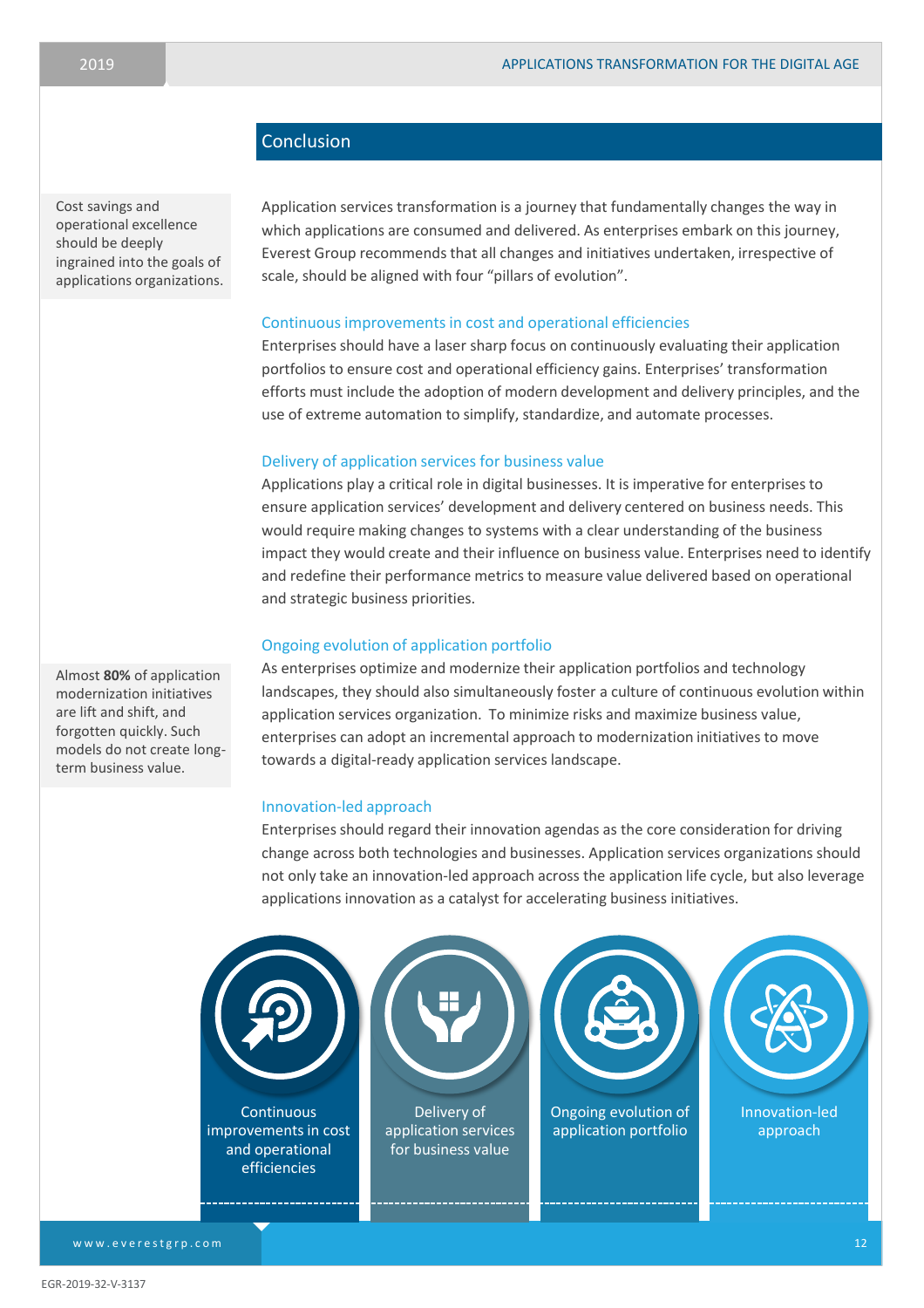## Conclusion

Cost savings and operational excellence should be deeply ingrained into the goals of applications organizations.

Application services transformation is a journey that fundamentally changes the way in which applications are consumed and delivered. As enterprises embark on this journey, Everest Group recommends that all changes and initiatives undertaken, irrespective of scale, should be aligned with four "pillars of evolution".

### Continuous improvements in cost and operational efficiencies

Enterprises should have a laser sharp focus on continuously evaluating their application portfolios to ensure cost and operational efficiency gains. Enterprises' transformation efforts must include the adoption of modern development and delivery principles, and the use of extreme automation to simplify, standardize, and automate processes.

### Delivery of application services for business value

Applications play a critical role in digital businesses. It is imperative for enterprises to ensure application services' development and delivery centered on business needs. This would require making changes to systems with a clear understanding of the business impact they would create and their influence on business value. Enterprises need to identify and redefine their performance metrics to measure value delivered based on operational and strategic business priorities.

### Ongoing evolution of application portfolio

Almost **80%** of application modernization initiatives are lift and shift, and forgotten quickly. Such models do not create long-term business value.

As enterprises optimize and modernize their application portfolios and technology landscapes, they should also simultaneously foster a culture of continuous evolution within application services organization. To minimize risks and maximize business value, enterprises can adopt an incremental approach to modernization initiatives to move towards a digital-ready application services landscape.

### Innovation-led approach

Enterprises should regard their innovation agendas as the core consideration for driving change across both technologies and businesses. Application services organizations should not only take an innovation-led approach across the application life cycle, but also leverage applications innovation as a catalyst for accelerating business initiatives.

- Continuous improvements in cost and operational efficiencies
- Delivery of application services for business value
- Ongoing evolution of application portfolio
- Innovation-led approach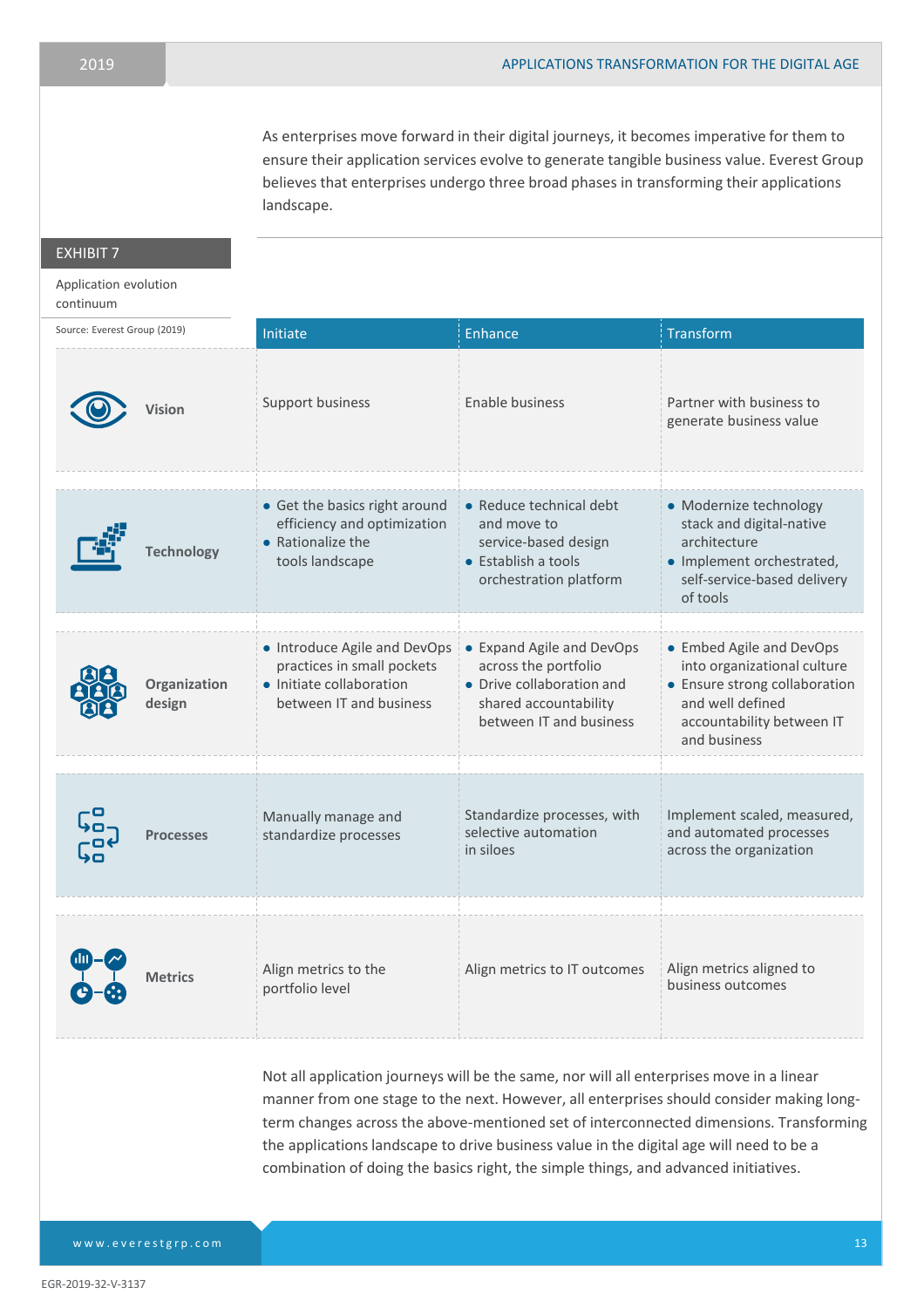As enterprises move forward in their digital journeys, it becomes imperative for them to ensure their application services evolve to generate tangible business value. Everest Group believes that enterprises undergo three broad phases in transforming their applications landscape.

**EXHIBIT 7**

Application evolution continuum

Source: Everest Group (2019)

| | Initiate | Enhance | Transform |
|---|---|---|---|
| **Vision** | Support business | Enable business | Partner with business to generate business value |
| **Technology** | • Get the basics right around efficiency and optimization<br>• Rationalize the tools landscape | • Reduce technical debt and move to service-based design<br>• Establish a tools orchestration platform | • Modernize technology stack and digital-native architecture<br>• Implement orchestrated, self-service-based delivery of tools |
| **Organization design** | • Introduce Agile and DevOps practices in small pockets<br>• Initiate collaboration between IT and business | • Expand Agile and DevOps across the portfolio<br>• Drive collaboration and shared accountability between IT and business | • Embed Agile and DevOps into organizational culture<br>• Ensure strong collaboration and well defined accountability between IT and business |
| **Processes** | Manually manage and standardize processes | Standardize processes, with selective automation in siloes | Implement scaled, measured, and automated processes across the organization |
| **Metrics** | Align metrics to the portfolio level | Align metrics to IT outcomes | Align metrics aligned to business outcomes |

Not all application journeys will be the same, nor will all enterprises move in a linear manner from one stage to the next. However, all enterprises should consider making long-term changes across the above-mentioned set of interconnected dimensions. Transforming the applications landscape to drive business value in the digital age will need to be a combination of doing the basics right, the simple things, and advanced initiatives.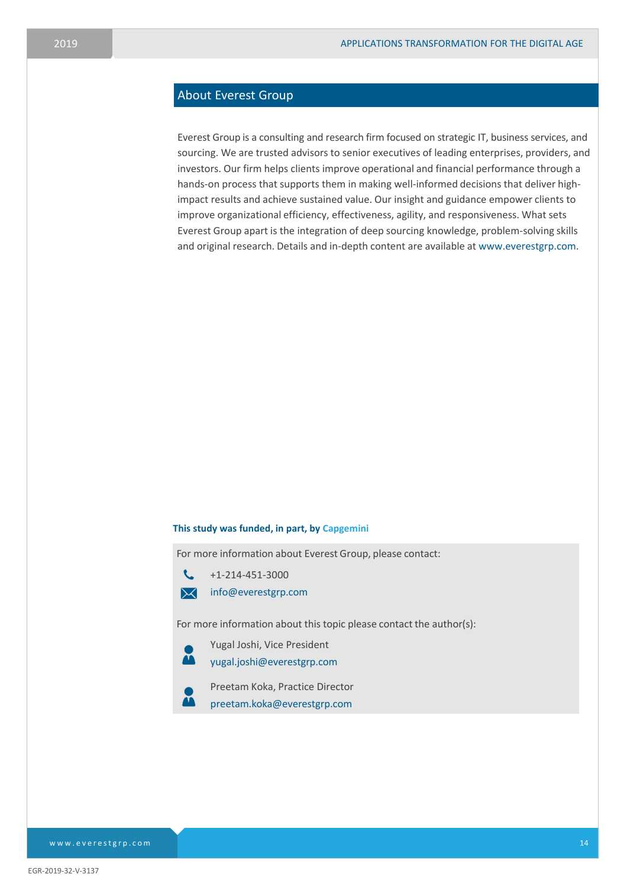## About Everest Group

Everest Group is a consulting and research firm focused on strategic IT, business services, and sourcing. We are trusted advisors to senior executives of leading enterprises, providers, and investors. Our firm helps clients improve operational and financial performance through a hands-on process that supports them in making well-informed decisions that deliver high-impact results and achieve sustained value. Our insight and guidance empower clients to improve organizational efficiency, effectiveness, agility, and responsiveness. What sets Everest Group apart is the integration of deep sourcing knowledge, problem-solving skills and original research. Details and in-depth content are available at www.everestgrp.com.

**This study was funded, in part, by Capgemini**

For more information about Everest Group, please contact:

+1-214-451-3000

info@everestgrp.com

For more information about this topic please contact the author(s):

Yugal Joshi, Vice President
yugal.joshi@everestgrp.com

Preetam Koka, Practice Director
preetam.koka@everestgrp.com

EGR-2019-32-V-3137